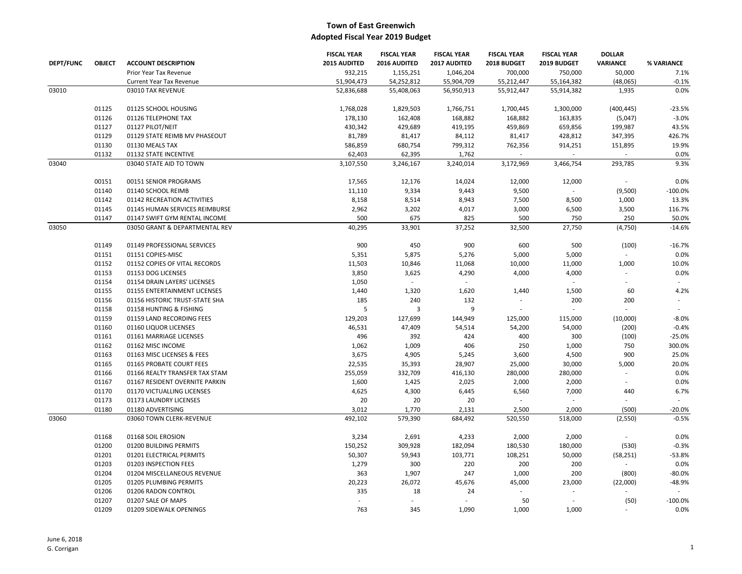# Town of East Greenwich
## Adopted Fiscal Year 2019 Budget

| DEPT/FUNC | OBJECT | ACCOUNT DESCRIPTION | FISCAL YEAR 2015 AUDITED | FISCAL YEAR 2016 AUDITED | FISCAL YEAR 2017 AUDITED | FISCAL YEAR 2018 BUDGET | FISCAL YEAR 2019 BUDGET | DOLLAR VARIANCE | % VARIANCE |
|---|---|---|---|---|---|---|---|---|---|
| | | Prior Year Tax Revenue | 932,215 | 1,155,251 | 1,046,204 | 700,000 | 750,000 | 50,000 | 7.1% |
| | | Current Year Tax Revenue | 51,904,473 | 54,252,812 | 55,904,709 | 55,212,447 | 55,164,382 | (48,065) | -0.1% |
| 03010 | | 03010 TAX REVENUE | 52,836,688 | 55,408,063 | 56,950,913 | 55,912,447 | 55,914,382 | 1,935 | 0.0% |
| | 01125 | 01125 SCHOOL HOUSING | 1,768,028 | 1,829,503 | 1,766,751 | 1,700,445 | 1,300,000 | (400,445) | -23.5% |
| | 01126 | 01126 TELEPHONE TAX | 178,130 | 162,408 | 168,882 | 168,882 | 163,835 | (5,047) | -3.0% |
| | 01127 | 01127 PILOT/NEIT | 430,342 | 429,689 | 419,195 | 459,869 | 659,856 | 199,987 | 43.5% |
| | 01129 | 01129 STATE REIMB MV PHASEOUT | 81,789 | 81,417 | 84,112 | 81,417 | 428,812 | 347,395 | 426.7% |
| | 01130 | 01130 MEALS TAX | 586,859 | 680,754 | 799,312 | 762,356 | 914,251 | 151,895 | 19.9% |
| | 01132 | 01132 STATE INCENTIVE | 62,403 | 62,395 | 1,762 | - | - | - | 0.0% |
| 03040 | | 03040 STATE AID TO TOWN | 3,107,550 | 3,246,167 | 3,240,014 | 3,172,969 | 3,466,754 | 293,785 | 9.3% |
| | 00151 | 00151 SENIOR PROGRAMS | 17,565 | 12,176 | 14,024 | 12,000 | 12,000 | - | 0.0% |
| | 01140 | 01140 SCHOOL REIMB | 11,110 | 9,334 | 9,443 | 9,500 | - | (9,500) | -100.0% |
| | 01142 | 01142 RECREATION ACTIVITIES | 8,158 | 8,514 | 8,943 | 7,500 | 8,500 | 1,000 | 13.3% |
| | 01145 | 01145 HUMAN SERVICES REIMBURSE | 2,962 | 3,202 | 4,017 | 3,000 | 6,500 | 3,500 | 116.7% |
| | 01147 | 01147 SWIFT GYM RENTAL INCOME | 500 | 675 | 825 | 500 | 750 | 250 | 50.0% |
| 03050 | | 03050 GRANT & DEPARTMENTAL REV | 40,295 | 33,901 | 37,252 | 32,500 | 27,750 | (4,750) | -14.6% |
| | 01149 | 01149 PROFESSIONAL SERVICES | 900 | 450 | 900 | 600 | 500 | (100) | -16.7% |
| | 01151 | 01151 COPIES-MISC | 5,351 | 5,875 | 5,276 | 5,000 | 5,000 | - | 0.0% |
| | 01152 | 01152 COPIES OF VITAL RECORDS | 11,503 | 10,846 | 11,068 | 10,000 | 11,000 | 1,000 | 10.0% |
| | 01153 | 01153 DOG LICENSES | 3,850 | 3,625 | 4,290 | 4,000 | 4,000 | - | 0.0% |
| | 01154 | 01154 DRAIN LAYERS' LICENSES | 1,050 | - | - | | - | - | - |
| | 01155 | 01155 ENTERTAINMENT LICENSES | 1,440 | 1,320 | 1,620 | 1,440 | 1,500 | 60 | 4.2% |
| | 01156 | 01156 HISTORIC TRUST-STATE SHA | 185 | 240 | 132 | - | 200 | 200 | - |
| | 01158 | 01158 HUNTING & FISHING | 5 | 3 | 9 | - | - | - | - |
| | 01159 | 01159 LAND RECORDING FEES | 129,203 | 127,699 | 144,949 | 125,000 | 115,000 | (10,000) | -8.0% |
| | 01160 | 01160 LIQUOR LICENSES | 46,531 | 47,409 | 54,514 | 54,200 | 54,000 | (200) | -0.4% |
| | 01161 | 01161 MARRIAGE LICENSES | 496 | 392 | 424 | 400 | 300 | (100) | -25.0% |
| | 01162 | 01162 MISC INCOME | 1,062 | 1,009 | 406 | 250 | 1,000 | 750 | 300.0% |
| | 01163 | 01163 MISC LICENSES & FEES | 3,675 | 4,905 | 5,245 | 3,600 | 4,500 | 900 | 25.0% |
| | 01165 | 01165 PROBATE COURT FEES | 22,535 | 35,393 | 28,907 | 25,000 | 30,000 | 5,000 | 20.0% |
| | 01166 | 01166 REALTY TRANSFER TAX STAM | 255,059 | 332,709 | 416,130 | 280,000 | 280,000 | - | 0.0% |
| | 01167 | 01167 RESIDENT OVERNITE PARKIN | 1,600 | 1,425 | 2,025 | 2,000 | 2,000 | - | 0.0% |
| | 01170 | 01170 VICTUALLING LICENSES | 4,625 | 4,300 | 6,445 | 6,560 | 7,000 | 440 | 6.7% |
| | 01173 | 01173 LAUNDRY LICENSES | 20 | 20 | 20 | - | - | - | - |
| | 01180 | 01180 ADVERTISING | 3,012 | 1,770 | 2,131 | 2,500 | 2,000 | (500) | -20.0% |
| 03060 | | 03060 TOWN CLERK-REVENUE | 492,102 | 579,390 | 684,492 | 520,550 | 518,000 | (2,550) | -0.5% |
| | 01168 | 01168 SOIL EROSION | 3,234 | 2,691 | 4,233 | 2,000 | 2,000 | - | 0.0% |
| | 01200 | 01200 BUILDING PERMITS | 150,252 | 309,928 | 182,094 | 180,530 | 180,000 | (530) | -0.3% |
| | 01201 | 01201 ELECTRICAL PERMITS | 50,307 | 59,943 | 103,771 | 108,251 | 50,000 | (58,251) | -53.8% |
| | 01203 | 01203 INSPECTION FEES | 1,279 | 300 | 220 | 200 | 200 | - | 0.0% |
| | 01204 | 01204 MISCELLANEOUS REVENUE | 363 | 1,907 | 247 | 1,000 | 200 | (800) | -80.0% |
| | 01205 | 01205 PLUMBING PERMITS | 20,223 | 26,072 | 45,676 | 45,000 | 23,000 | (22,000) | -48.9% |
| | 01206 | 01206 RADON CONTROL | 335 | 18 | 24 | - | - | - | - |
| | 01207 | 01207 SALE OF MAPS | - | - | - | 50 | - | (50) | -100.0% |
| | 01209 | 01209 SIDEWALK OPENINGS | 763 | 345 | 1,090 | 1,000 | 1,000 | - | 0.0% |

June 6, 2018
G. Corrigan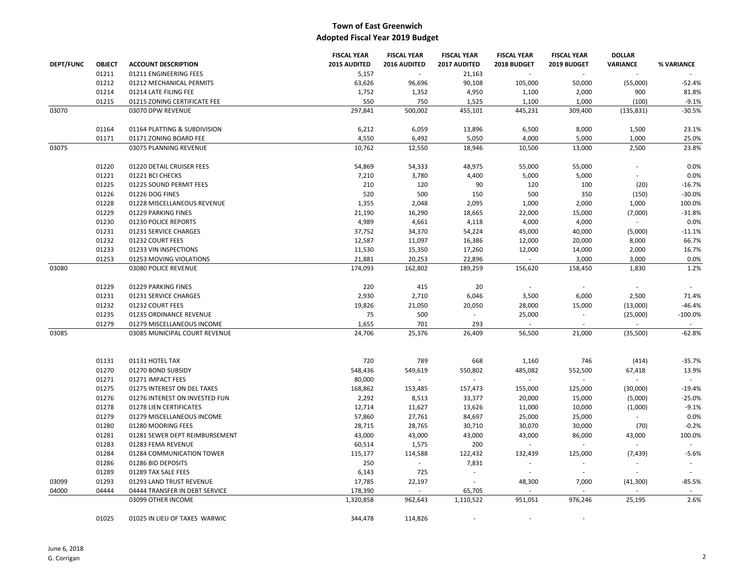# Town of East Greenwich
## Adopted Fiscal Year 2019 Budget

| DEPT/FUNC | OBJECT | ACCOUNT DESCRIPTION | FISCAL YEAR 2015 AUDITED | FISCAL YEAR 2016 AUDITED | FISCAL YEAR 2017 AUDITED | FISCAL YEAR 2018 BUDGET | FISCAL YEAR 2019 BUDGET | DOLLAR VARIANCE | % VARIANCE |
|---|---|---|---|---|---|---|---|---|---|
| | 01211 | 01211 ENGINEERING FEES | 5,157 | - | 21,163 | - | - | - | - |
| | 01212 | 01212 MECHANICAL PERMITS | 63,626 | 96,696 | 90,108 | 105,000 | 50,000 | (55,000) | -52.4% |
| | 01214 | 01214 LATE FILING FEE | 1,752 | 1,352 | 4,950 | 1,100 | 2,000 | 900 | 81.8% |
| | 01215 | 01215 ZONING CERTIFICATE FEE | 550 | 750 | 1,525 | 1,100 | 1,000 | (100) | -9.1% |
| 03070 | | 03070 DPW REVENUE | 297,841 | 500,002 | 455,101 | 445,231 | 309,400 | (135,831) | -30.5% |
| | 01164 | 01164 PLATTING & SUBDIVISION | 6,212 | 6,059 | 13,896 | 6,500 | 8,000 | 1,500 | 23.1% |
| | 01171 | 01171 ZONING BOARD FEE | 4,550 | 6,492 | 5,050 | 4,000 | 5,000 | 1,000 | 25.0% |
| 03075 | | 03075 PLANNING REVENUE | 10,762 | 12,550 | 18,946 | 10,500 | 13,000 | 2,500 | 23.8% |
| | 01220 | 01220 DETAIL CRUISER FEES | 54,869 | 54,333 | 48,975 | 55,000 | 55,000 | - | 0.0% |
| | 01221 | 01221 BCI CHECKS | 7,210 | 3,780 | 4,400 | 5,000 | 5,000 | - | 0.0% |
| | 01225 | 01225 SOUND PERMIT FEES | 210 | 120 | 90 | 120 | 100 | (20) | -16.7% |
| | 01226 | 01226 DOG FINES | 520 | 500 | 150 | 500 | 350 | (150) | -30.0% |
| | 01228 | 01228 MISCELLANEOUS REVENUE | 1,355 | 2,048 | 2,095 | 1,000 | 2,000 | 1,000 | 100.0% |
| | 01229 | 01229 PARKING FINES | 21,190 | 16,290 | 18,665 | 22,000 | 15,000 | (7,000) | -31.8% |
| | 01230 | 01230 POLICE REPORTS | 4,989 | 4,661 | 4,118 | 4,000 | 4,000 | - | 0.0% |
| | 01231 | 01231 SERVICE CHARGES | 37,752 | 34,370 | 54,224 | 45,000 | 40,000 | (5,000) | -11.1% |
| | 01232 | 01232 COURT FEES | 12,587 | 11,097 | 16,386 | 12,000 | 20,000 | 8,000 | 66.7% |
| | 01233 | 01233 VIN INSPECTIONS | 11,530 | 15,350 | 17,260 | 12,000 | 14,000 | 2,000 | 16.7% |
| | 01253 | 01253 MOVING VIOLATIONS | 21,881 | 20,253 | 22,896 | - | 3,000 | 3,000 | 0.0% |
| 03080 | | 03080 POLICE REVENUE | 174,093 | 162,802 | 189,259 | 156,620 | 158,450 | 1,830 | 1.2% |
| | 01229 | 01229 PARKING FINES | 220 | 415 | 20 | - | - | - | - |
| | 01231 | 01231 SERVICE CHARGES | 2,930 | 2,710 | 6,046 | 3,500 | 6,000 | 2,500 | 71.4% |
| | 01232 | 01232 COURT FEES | 19,826 | 21,050 | 20,050 | 28,000 | 15,000 | (13,000) | -46.4% |
| | 01235 | 01235 ORDINANCE REVENUE | 75 | 500 | - | 25,000 | - | (25,000) | -100.0% |
| | 01279 | 01279 MISCELLANEOUS INCOME | 1,655 | 701 | 293 | - | - | - | - |
| 03085 | | 03085 MUNICIPAL COURT REVENUE | 24,706 | 25,376 | 26,409 | 56,500 | 21,000 | (35,500) | -62.8% |
| | 01131 | 01131 HOTEL TAX | 720 | 789 | 668 | 1,160 | 746 | (414) | -35.7% |
| | 01270 | 01270 BOND SUBSIDY | 548,436 | 549,619 | 550,802 | 485,082 | 552,500 | 67,418 | 13.9% |
| | 01271 | 01271 IMPACT FEES | 80,000 | - | - | - | - | - | - |
| | 01275 | 01275 INTEREST ON DEL TAXES | 168,862 | 153,485 | 157,473 | 155,000 | 125,000 | (30,000) | -19.4% |
| | 01276 | 01276 INTEREST ON INVESTED FUN | 2,292 | 8,513 | 33,377 | 20,000 | 15,000 | (5,000) | -25.0% |
| | 01278 | 01278 LIEN CERTIFICATES | 12,714 | 11,627 | 13,626 | 11,000 | 10,000 | (1,000) | -9.1% |
| | 01279 | 01279 MISCELLANEOUS INCOME | 57,860 | 27,761 | 84,697 | 25,000 | 25,000 | - | 0.0% |
| | 01280 | 01280 MOORING FEES | 28,715 | 28,765 | 30,710 | 30,070 | 30,000 | (70) | -0.2% |
| | 01281 | 01281 SEWER DEPT REIMBURSEMENT | 43,000 | 43,000 | 43,000 | 43,000 | 86,000 | 43,000 | 100.0% |
| | 01283 | 01283 FEMA REVENUE | 60,514 | 1,575 | 200 | - | - | - | - |
| | 01284 | 01284 COMMUNICATION TOWER | 115,177 | 114,588 | 122,432 | 132,439 | 125,000 | (7,439) | -5.6% |
| | 01286 | 01286 BID DEPOSITS | 250 | - | 7,831 | - | - | - | - |
| | 01289 | 01289 TAX SALE FEES | 6,143 | 725 | - | - | - | - | - |
| 03099 | 01293 | 01293 LAND TRUST REVENUE | 17,785 | 22,197 | - | 48,300 | 7,000 | (41,300) | -85.5% |
| 04000 | 04444 | 04444 TRANSFER IN DEBT SERVICE | 178,390 | - | 65,705 | - | - | - | - |
| | | 03099 OTHER INCOME | 1,320,858 | 962,643 | 1,110,522 | 951,051 | 976,246 | 25,195 | 2.6% |
| | 01025 | 01025 IN LIEU OF TAXES WARWIC | 344,478 | 114,826 | - | - | - | | |

June 6, 2018
G. Corrigan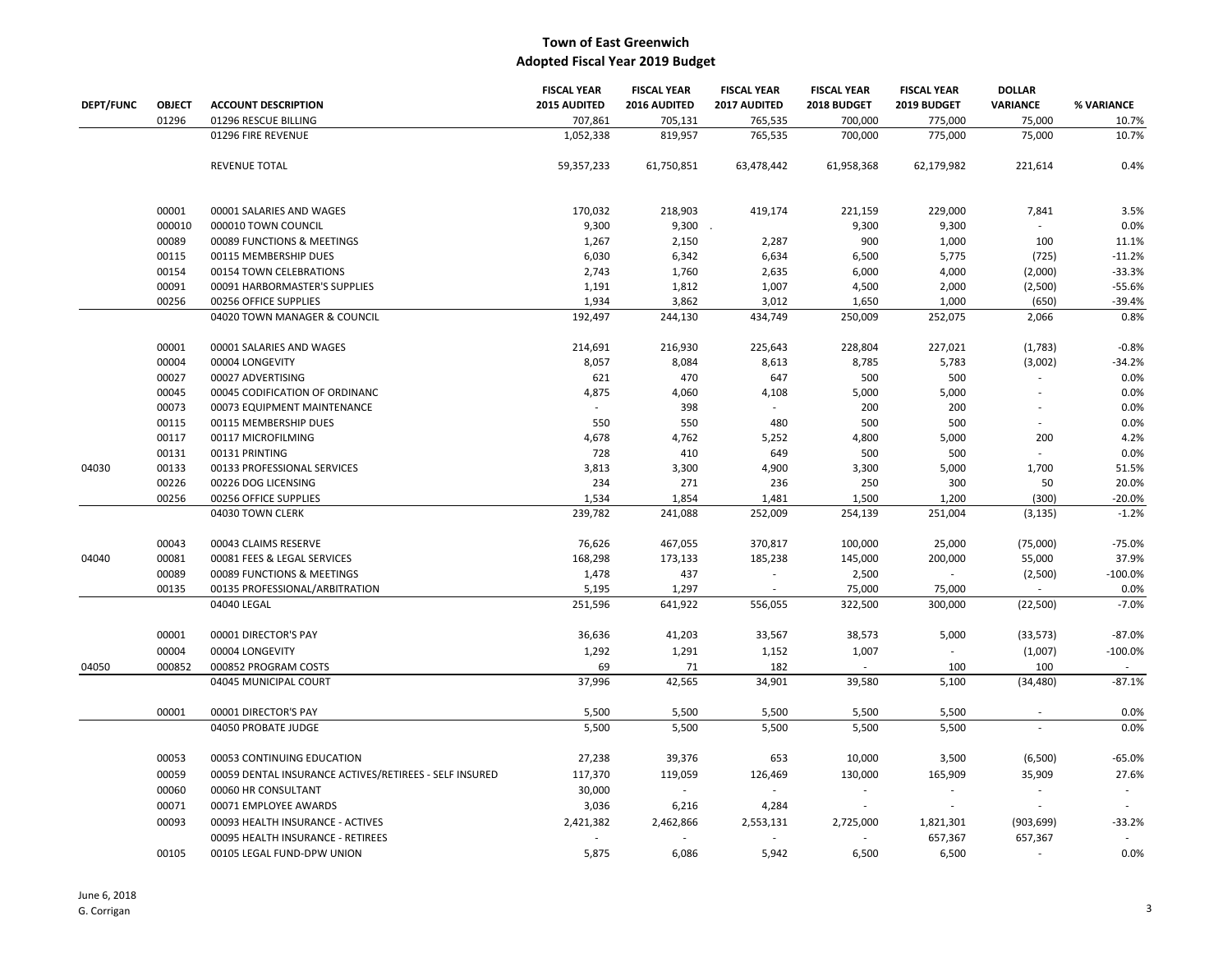# Town of East Greenwich
## Adopted Fiscal Year 2019 Budget

| DEPT/FUNC | OBJECT | ACCOUNT DESCRIPTION | FISCAL YEAR 2015 AUDITED | FISCAL YEAR 2016 AUDITED | FISCAL YEAR 2017 AUDITED | FISCAL YEAR 2018 BUDGET | FISCAL YEAR 2019 BUDGET | DOLLAR VARIANCE | % VARIANCE |
|---|---|---|---|---|---|---|---|---|---|
| | 01296 | 01296 RESCUE BILLING | 707,861 | 705,131 | 765,535 | 700,000 | 775,000 | 75,000 | 10.7% |
| | | 01296 FIRE REVENUE | 1,052,338 | 819,957 | 765,535 | 700,000 | 775,000 | 75,000 | 10.7% |
| | | REVENUE TOTAL | 59,357,233 | 61,750,851 | 63,478,442 | 61,958,368 | 62,179,982 | 221,614 | 0.4% |
| | 00001 | 00001 SALARIES AND WAGES | 170,032 | 218,903 | 419,174 | 221,159 | 229,000 | 7,841 | 3.5% |
| | 000010 | 000010 TOWN COUNCIL | 9,300 | 9,300 . | | 9,300 | 9,300 | - | 0.0% |
| | 00089 | 00089 FUNCTIONS & MEETINGS | 1,267 | 2,150 | 2,287 | 900 | 1,000 | 100 | 11.1% |
| | 00115 | 00115 MEMBERSHIP DUES | 6,030 | 6,342 | 6,634 | 6,500 | 5,775 | (725) | -11.2% |
| | 00154 | 00154 TOWN CELEBRATIONS | 2,743 | 1,760 | 2,635 | 6,000 | 4,000 | (2,000) | -33.3% |
| | 00091 | 00091 HARBORMASTER'S SUPPLIES | 1,191 | 1,812 | 1,007 | 4,500 | 2,000 | (2,500) | -55.6% |
| | 00256 | 00256 OFFICE SUPPLIES | 1,934 | 3,862 | 3,012 | 1,650 | 1,000 | (650) | -39.4% |
| | | 04020 TOWN MANAGER & COUNCIL | 192,497 | 244,130 | 434,749 | 250,009 | 252,075 | 2,066 | 0.8% |
| | 00001 | 00001 SALARIES AND WAGES | 214,691 | 216,930 | 225,643 | 228,804 | 227,021 | (1,783) | -0.8% |
| | 00004 | 00004 LONGEVITY | 8,057 | 8,084 | 8,613 | 8,785 | 5,783 | (3,002) | -34.2% |
| | 00027 | 00027 ADVERTISING | 621 | 470 | 647 | 500 | 500 | - | 0.0% |
| | 00045 | 00045 CODIFICATION OF ORDINANC | 4,875 | 4,060 | 4,108 | 5,000 | 5,000 | - | 0.0% |
| | 00073 | 00073 EQUIPMENT MAINTENANCE | - | 398 | - | 200 | 200 | - | 0.0% |
| | 00115 | 00115 MEMBERSHIP DUES | 550 | 550 | 480 | 500 | 500 | - | 0.0% |
| | 00117 | 00117 MICROFILMING | 4,678 | 4,762 | 5,252 | 4,800 | 5,000 | 200 | 4.2% |
| | 00131 | 00131 PRINTING | 728 | 410 | 649 | 500 | 500 | - | 0.0% |
| 04030 | 00133 | 00133 PROFESSIONAL SERVICES | 3,813 | 3,300 | 4,900 | 3,300 | 5,000 | 1,700 | 51.5% |
| | 00226 | 00226 DOG LICENSING | 234 | 271 | 236 | 250 | 300 | 50 | 20.0% |
| | 00256 | 00256 OFFICE SUPPLIES | 1,534 | 1,854 | 1,481 | 1,500 | 1,200 | (300) | -20.0% |
| | | 04030 TOWN CLERK | 239,782 | 241,088 | 252,009 | 254,139 | 251,004 | (3,135) | -1.2% |
| | 00043 | 00043 CLAIMS RESERVE | 76,626 | 467,055 | 370,817 | 100,000 | 25,000 | (75,000) | -75.0% |
| 04040 | 00081 | 00081 FEES & LEGAL SERVICES | 168,298 | 173,133 | 185,238 | 145,000 | 200,000 | 55,000 | 37.9% |
| | 00089 | 00089 FUNCTIONS & MEETINGS | 1,478 | 437 | - | 2,500 | - | (2,500) | -100.0% |
| | 00135 | 00135 PROFESSIONAL/ARBITRATION | 5,195 | 1,297 | - | 75,000 | 75,000 | - | 0.0% |
| | | 04040 LEGAL | 251,596 | 641,922 | 556,055 | 322,500 | 300,000 | (22,500) | -7.0% |
| | 00001 | 00001 DIRECTOR'S PAY | 36,636 | 41,203 | 33,567 | 38,573 | 5,000 | (33,573) | -87.0% |
| | 00004 | 00004 LONGEVITY | 1,292 | 1,291 | 1,152 | 1,007 | - | (1,007) | -100.0% |
| 04050 | 000852 | 000852 PROGRAM COSTS | 69 | 71 | 182 | - | 100 | 100 | - |
| | | 04045 MUNICIPAL COURT | 37,996 | 42,565 | 34,901 | 39,580 | 5,100 | (34,480) | -87.1% |
| | 00001 | 00001 DIRECTOR'S PAY | 5,500 | 5,500 | 5,500 | 5,500 | 5,500 | - | 0.0% |
| | | 04050 PROBATE JUDGE | 5,500 | 5,500 | 5,500 | 5,500 | 5,500 | - | 0.0% |
| | 00053 | 00053 CONTINUING EDUCATION | 27,238 | 39,376 | 653 | 10,000 | 3,500 | (6,500) | -65.0% |
| | 00059 | 00059 DENTAL INSURANCE ACTIVES/RETIREES - SELF INSURED | 117,370 | 119,059 | 126,469 | 130,000 | 165,909 | 35,909 | 27.6% |
| | 00060 | 00060 HR CONSULTANT | 30,000 | - | - | - | - | - | - |
| | 00071 | 00071 EMPLOYEE AWARDS | 3,036 | 6,216 | 4,284 | - | - | - | - |
| | 00093 | 00093 HEALTH INSURANCE - ACTIVES | 2,421,382 | 2,462,866 | 2,553,131 | 2,725,000 | 1,821,301 | (903,699) | -33.2% |
| | | 00095 HEALTH INSURANCE - RETIREES | - | - | - | - | 657,367 | 657,367 | - |
| | 00105 | 00105 LEGAL FUND-DPW UNION | 5,875 | 6,086 | 5,942 | 6,500 | 6,500 | - | 0.0% |

June 6, 2018
G. Corrigan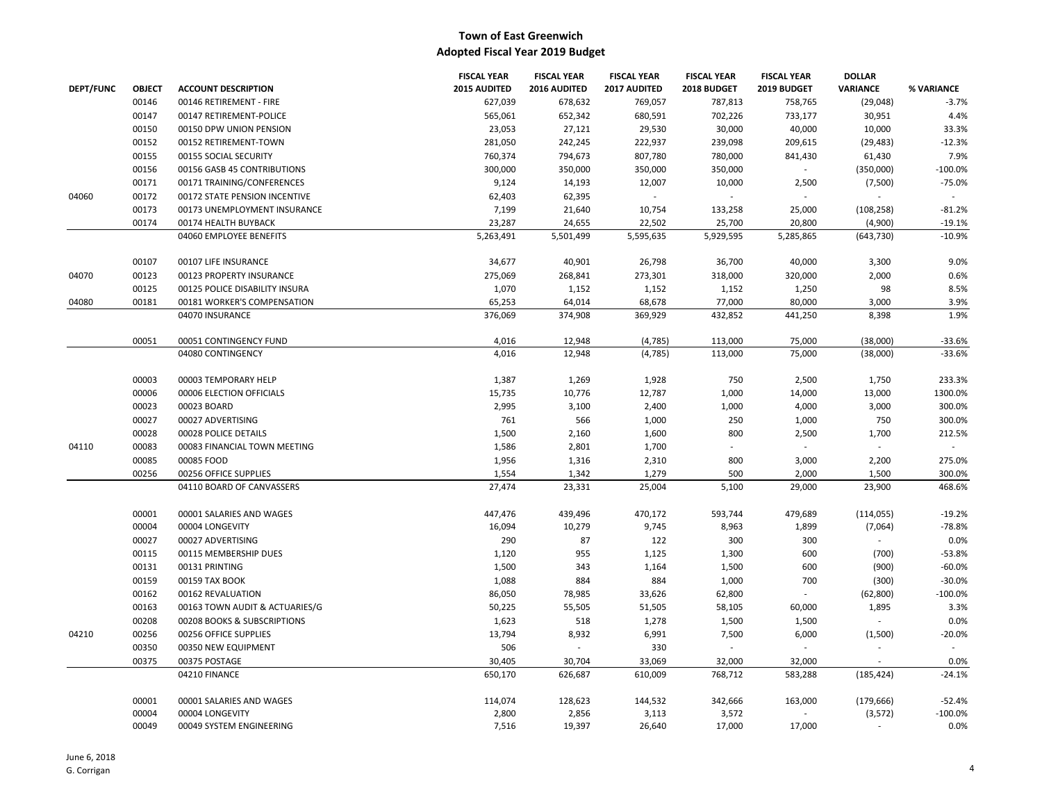# Town of East Greenwich
## Adopted Fiscal Year 2019 Budget

| DEPT/FUNC | OBJECT | ACCOUNT DESCRIPTION | FISCAL YEAR 2015 AUDITED | FISCAL YEAR 2016 AUDITED | FISCAL YEAR 2017 AUDITED | FISCAL YEAR 2018 BUDGET | FISCAL YEAR 2019 BUDGET | DOLLAR VARIANCE | % VARIANCE |
|---|---|---|---|---|---|---|---|---|---|
| | 00146 | 00146 RETIREMENT - FIRE | 627,039 | 678,632 | 769,057 | 787,813 | 758,765 | (29,048) | -3.7% |
| | 00147 | 00147 RETIREMENT-POLICE | 565,061 | 652,342 | 680,591 | 702,226 | 733,177 | 30,951 | 4.4% |
| | 00150 | 00150 DPW UNION PENSION | 23,053 | 27,121 | 29,530 | 30,000 | 40,000 | 10,000 | 33.3% |
| | 00152 | 00152 RETIREMENT-TOWN | 281,050 | 242,245 | 222,937 | 239,098 | 209,615 | (29,483) | -12.3% |
| | 00155 | 00155 SOCIAL SECURITY | 760,374 | 794,673 | 807,780 | 780,000 | 841,430 | 61,430 | 7.9% |
| | 00156 | 00156 GASB 45 CONTRIBUTIONS | 300,000 | 350,000 | 350,000 | 350,000 | - | (350,000) | -100.0% |
| | 00171 | 00171 TRAINING/CONFERENCES | 9,124 | 14,193 | 12,007 | 10,000 | 2,500 | (7,500) | -75.0% |
| 04060 | 00172 | 00172 STATE PENSION INCENTIVE | 62,403 | 62,395 | - | - | - | - | - |
| | 00173 | 00173 UNEMPLOYMENT INSURANCE | 7,199 | 21,640 | 10,754 | 133,258 | 25,000 | (108,258) | -81.2% |
| | 00174 | 00174 HEALTH BUYBACK | 23,287 | 24,655 | 22,502 | 25,700 | 20,800 | (4,900) | -19.1% |
| | | 04060 EMPLOYEE BENEFITS | 5,263,491 | 5,501,499 | 5,595,635 | 5,929,595 | 5,285,865 | (643,730) | -10.9% |
| | 00107 | 00107 LIFE INSURANCE | 34,677 | 40,901 | 26,798 | 36,700 | 40,000 | 3,300 | 9.0% |
| 04070 | 00123 | 00123 PROPERTY INSURANCE | 275,069 | 268,841 | 273,301 | 318,000 | 320,000 | 2,000 | 0.6% |
| | 00125 | 00125 POLICE DISABILITY INSURA | 1,070 | 1,152 | 1,152 | 1,152 | 1,250 | 98 | 8.5% |
| 04080 | 00181 | 00181 WORKER'S COMPENSATION | 65,253 | 64,014 | 68,678 | 77,000 | 80,000 | 3,000 | 3.9% |
| | | 04070 INSURANCE | 376,069 | 374,908 | 369,929 | 432,852 | 441,250 | 8,398 | 1.9% |
| | 00051 | 00051 CONTINGENCY FUND | 4,016 | 12,948 | (4,785) | 113,000 | 75,000 | (38,000) | -33.6% |
| | | 04080 CONTINGENCY | 4,016 | 12,948 | (4,785) | 113,000 | 75,000 | (38,000) | -33.6% |
| | 00003 | 00003 TEMPORARY HELP | 1,387 | 1,269 | 1,928 | 750 | 2,500 | 1,750 | 233.3% |
| | 00006 | 00006 ELECTION OFFICIALS | 15,735 | 10,776 | 12,787 | 1,000 | 14,000 | 13,000 | 1300.0% |
| | 00023 | 00023 BOARD | 2,995 | 3,100 | 2,400 | 1,000 | 4,000 | 3,000 | 300.0% |
| | 00027 | 00027 ADVERTISING | 761 | 566 | 1,000 | 250 | 1,000 | 750 | 300.0% |
| | 00028 | 00028 POLICE DETAILS | 1,500 | 2,160 | 1,600 | 800 | 2,500 | 1,700 | 212.5% |
| 04110 | 00083 | 00083 FINANCIAL TOWN MEETING | 1,586 | 2,801 | 1,700 | - | - | - | - |
| | 00085 | 00085 FOOD | 1,956 | 1,316 | 2,310 | 800 | 3,000 | 2,200 | 275.0% |
| | 00256 | 00256 OFFICE SUPPLIES | 1,554 | 1,342 | 1,279 | 500 | 2,000 | 1,500 | 300.0% |
| | | 04110 BOARD OF CANVASSERS | 27,474 | 23,331 | 25,004 | 5,100 | 29,000 | 23,900 | 468.6% |
| | 00001 | 00001 SALARIES AND WAGES | 447,476 | 439,496 | 470,172 | 593,744 | 479,689 | (114,055) | -19.2% |
| | 00004 | 00004 LONGEVITY | 16,094 | 10,279 | 9,745 | 8,963 | 1,899 | (7,064) | -78.8% |
| | 00027 | 00027 ADVERTISING | 290 | 87 | 122 | 300 | 300 | - | 0.0% |
| | 00115 | 00115 MEMBERSHIP DUES | 1,120 | 955 | 1,125 | 1,300 | 600 | (700) | -53.8% |
| | 00131 | 00131 PRINTING | 1,500 | 343 | 1,164 | 1,500 | 600 | (900) | -60.0% |
| | 00159 | 00159 TAX BOOK | 1,088 | 884 | 884 | 1,000 | 700 | (300) | -30.0% |
| | 00162 | 00162 REVALUATION | 86,050 | 78,985 | 33,626 | 62,800 | - | (62,800) | -100.0% |
| | 00163 | 00163 TOWN AUDIT & ACTUARIES/G | 50,225 | 55,505 | 51,505 | 58,105 | 60,000 | 1,895 | 3.3% |
| | 00208 | 00208 BOOKS & SUBSCRIPTIONS | 1,623 | 518 | 1,278 | 1,500 | 1,500 | - | 0.0% |
| 04210 | 00256 | 00256 OFFICE SUPPLIES | 13,794 | 8,932 | 6,991 | 7,500 | 6,000 | (1,500) | -20.0% |
| | 00350 | 00350 NEW EQUIPMENT | 506 | - | 330 | - | - | - | - |
| | 00375 | 00375 POSTAGE | 30,405 | 30,704 | 33,069 | 32,000 | 32,000 | - | 0.0% |
| | | 04210 FINANCE | 650,170 | 626,687 | 610,009 | 768,712 | 583,288 | (185,424) | -24.1% |
| | 00001 | 00001 SALARIES AND WAGES | 114,074 | 128,623 | 144,532 | 342,666 | 163,000 | (179,666) | -52.4% |
| | 00004 | 00004 LONGEVITY | 2,800 | 2,856 | 3,113 | 3,572 | - | (3,572) | -100.0% |
| | 00049 | 00049 SYSTEM ENGINEERING | 7,516 | 19,397 | 26,640 | 17,000 | 17,000 | - | 0.0% |

June 6, 2018
G. Corrigan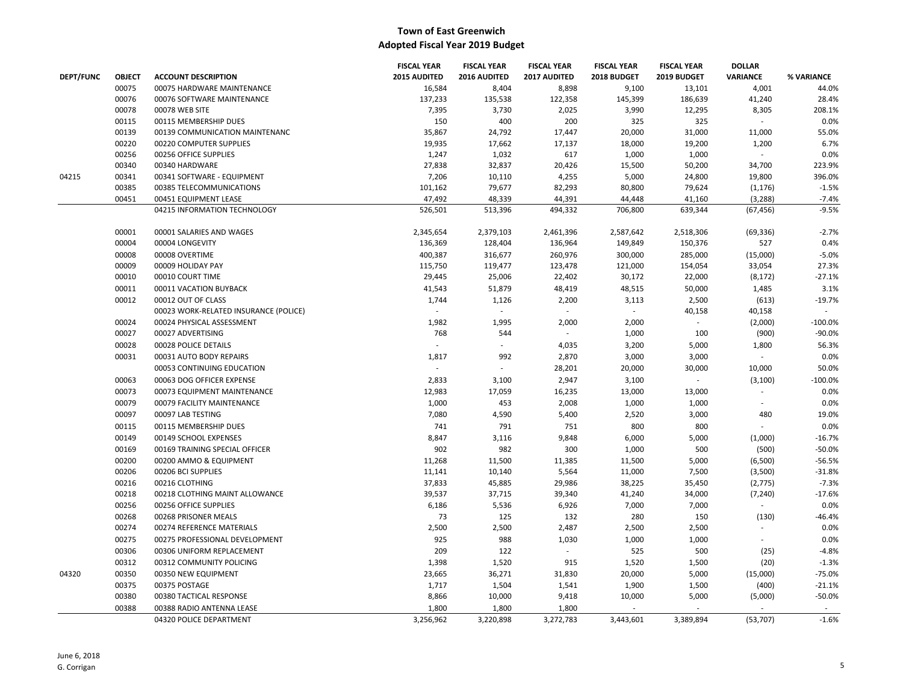# Town of East Greenwich
## Adopted Fiscal Year 2019 Budget

| DEPT/FUNC | OBJECT | ACCOUNT DESCRIPTION | FISCAL YEAR 2015 AUDITED | FISCAL YEAR 2016 AUDITED | FISCAL YEAR 2017 AUDITED | FISCAL YEAR 2018 BUDGET | FISCAL YEAR 2019 BUDGET | DOLLAR VARIANCE | % VARIANCE |
|---|---|---|---|---|---|---|---|---|---|
| | 00075 | 00075 HARDWARE MAINTENANCE | 16,584 | 8,404 | 8,898 | 9,100 | 13,101 | 4,001 | 44.0% |
| | 00076 | 00076 SOFTWARE MAINTENANCE | 137,233 | 135,538 | 122,358 | 145,399 | 186,639 | 41,240 | 28.4% |
| | 00078 | 00078 WEB SITE | 7,395 | 3,730 | 2,025 | 3,990 | 12,295 | 8,305 | 208.1% |
| | 00115 | 00115 MEMBERSHIP DUES | 150 | 400 | 200 | 325 | 325 | - | 0.0% |
| | 00139 | 00139 COMMUNICATION MAINTENANC | 35,867 | 24,792 | 17,447 | 20,000 | 31,000 | 11,000 | 55.0% |
| | 00220 | 00220 COMPUTER SUPPLIES | 19,935 | 17,662 | 17,137 | 18,000 | 19,200 | 1,200 | 6.7% |
| | 00256 | 00256 OFFICE SUPPLIES | 1,247 | 1,032 | 617 | 1,000 | 1,000 | - | 0.0% |
| | 00340 | 00340 HARDWARE | 27,838 | 32,837 | 20,426 | 15,500 | 50,200 | 34,700 | 223.9% |
| 04215 | 00341 | 00341 SOFTWARE - EQUIPMENT | 7,206 | 10,110 | 4,255 | 5,000 | 24,800 | 19,800 | 396.0% |
| | 00385 | 00385 TELECOMMUNICATIONS | 101,162 | 79,677 | 82,293 | 80,800 | 79,624 | (1,176) | -1.5% |
| | 00451 | 00451 EQUIPMENT LEASE | 47,492 | 48,339 | 44,391 | 44,448 | 41,160 | (3,288) | -7.4% |
| | | 04215 INFORMATION TECHNOLOGY | 526,501 | 513,396 | 494,332 | 706,800 | 639,344 | (67,456) | -9.5% |
| | 00001 | 00001 SALARIES AND WAGES | 2,345,654 | 2,379,103 | 2,461,396 | 2,587,642 | 2,518,306 | (69,336) | -2.7% |
| | 00004 | 00004 LONGEVITY | 136,369 | 128,404 | 136,964 | 149,849 | 150,376 | 527 | 0.4% |
| | 00008 | 00008 OVERTIME | 400,387 | 316,677 | 260,976 | 300,000 | 285,000 | (15,000) | -5.0% |
| | 00009 | 00009 HOLIDAY PAY | 115,750 | 119,477 | 123,478 | 121,000 | 154,054 | 33,054 | 27.3% |
| | 00010 | 00010 COURT TIME | 29,445 | 25,006 | 22,402 | 30,172 | 22,000 | (8,172) | -27.1% |
| | 00011 | 00011 VACATION BUYBACK | 41,543 | 51,879 | 48,419 | 48,515 | 50,000 | 1,485 | 3.1% |
| | 00012 | 00012 OUT OF CLASS | 1,744 | 1,126 | 2,200 | 3,113 | 2,500 | (613) | -19.7% |
| | | 00023 WORK-RELATED INSURANCE (POLICE) | - | - | - | - | 40,158 | 40,158 | - |
| | 00024 | 00024 PHYSICAL ASSESSMENT | 1,982 | 1,995 | 2,000 | 2,000 | - | (2,000) | -100.0% |
| | 00027 | 00027 ADVERTISING | 768 | 544 | - | 1,000 | 100 | (900) | -90.0% |
| | 00028 | 00028 POLICE DETAILS | - | - | 4,035 | 3,200 | 5,000 | 1,800 | 56.3% |
| | 00031 | 00031 AUTO BODY REPAIRS | 1,817 | 992 | 2,870 | 3,000 | 3,000 | - | 0.0% |
| | | 00053 CONTINUING EDUCATION | - | - | 28,201 | 20,000 | 30,000 | 10,000 | 50.0% |
| | 00063 | 00063 DOG OFFICER EXPENSE | 2,833 | 3,100 | 2,947 | 3,100 | - | (3,100) | -100.0% |
| | 00073 | 00073 EQUIPMENT MAINTENANCE | 12,983 | 17,059 | 16,235 | 13,000 | 13,000 | - | 0.0% |
| | 00079 | 00079 FACILITY MAINTENANCE | 1,000 | 453 | 2,008 | 1,000 | 1,000 | - | 0.0% |
| | 00097 | 00097 LAB TESTING | 7,080 | 4,590 | 5,400 | 2,520 | 3,000 | 480 | 19.0% |
| | 00115 | 00115 MEMBERSHIP DUES | 741 | 791 | 751 | 800 | 800 | - | 0.0% |
| | 00149 | 00149 SCHOOL EXPENSES | 8,847 | 3,116 | 9,848 | 6,000 | 5,000 | (1,000) | -16.7% |
| | 00169 | 00169 TRAINING SPECIAL OFFICER | 902 | 982 | 300 | 1,000 | 500 | (500) | -50.0% |
| | 00200 | 00200 AMMO & EQUIPMENT | 11,268 | 11,500 | 11,385 | 11,500 | 5,000 | (6,500) | -56.5% |
| | 00206 | 00206 BCI SUPPLIES | 11,141 | 10,140 | 5,564 | 11,000 | 7,500 | (3,500) | -31.8% |
| | 00216 | 00216 CLOTHING | 37,833 | 45,885 | 29,986 | 38,225 | 35,450 | (2,775) | -7.3% |
| | 00218 | 00218 CLOTHING MAINT ALLOWANCE | 39,537 | 37,715 | 39,340 | 41,240 | 34,000 | (7,240) | -17.6% |
| | 00256 | 00256 OFFICE SUPPLIES | 6,186 | 5,536 | 6,926 | 7,000 | 7,000 | - | 0.0% |
| | 00268 | 00268 PRISONER MEALS | 73 | 125 | 132 | 280 | 150 | (130) | -46.4% |
| | 00274 | 00274 REFERENCE MATERIALS | 2,500 | 2,500 | 2,487 | 2,500 | 2,500 | - | 0.0% |
| | 00275 | 00275 PROFESSIONAL DEVELOPMENT | 925 | 988 | 1,030 | 1,000 | 1,000 | - | 0.0% |
| | 00306 | 00306 UNIFORM REPLACEMENT | 209 | 122 | - | 525 | 500 | (25) | -4.8% |
| | 00312 | 00312 COMMUNITY POLICING | 1,398 | 1,520 | 915 | 1,520 | 1,500 | (20) | -1.3% |
| 04320 | 00350 | 00350 NEW EQUIPMENT | 23,665 | 36,271 | 31,830 | 20,000 | 5,000 | (15,000) | -75.0% |
| | 00375 | 00375 POSTAGE | 1,717 | 1,504 | 1,541 | 1,900 | 1,500 | (400) | -21.1% |
| | 00380 | 00380 TACTICAL RESPONSE | 8,866 | 10,000 | 9,418 | 10,000 | 5,000 | (5,000) | -50.0% |
| | 00388 | 00388 RADIO ANTENNA LEASE | 1,800 | 1,800 | 1,800 | - | - | - | - |
| | | 04320 POLICE DEPARTMENT | 3,256,962 | 3,220,898 | 3,272,783 | 3,443,601 | 3,389,894 | (53,707) | -1.6% |

June 6, 2018
G. Corrigan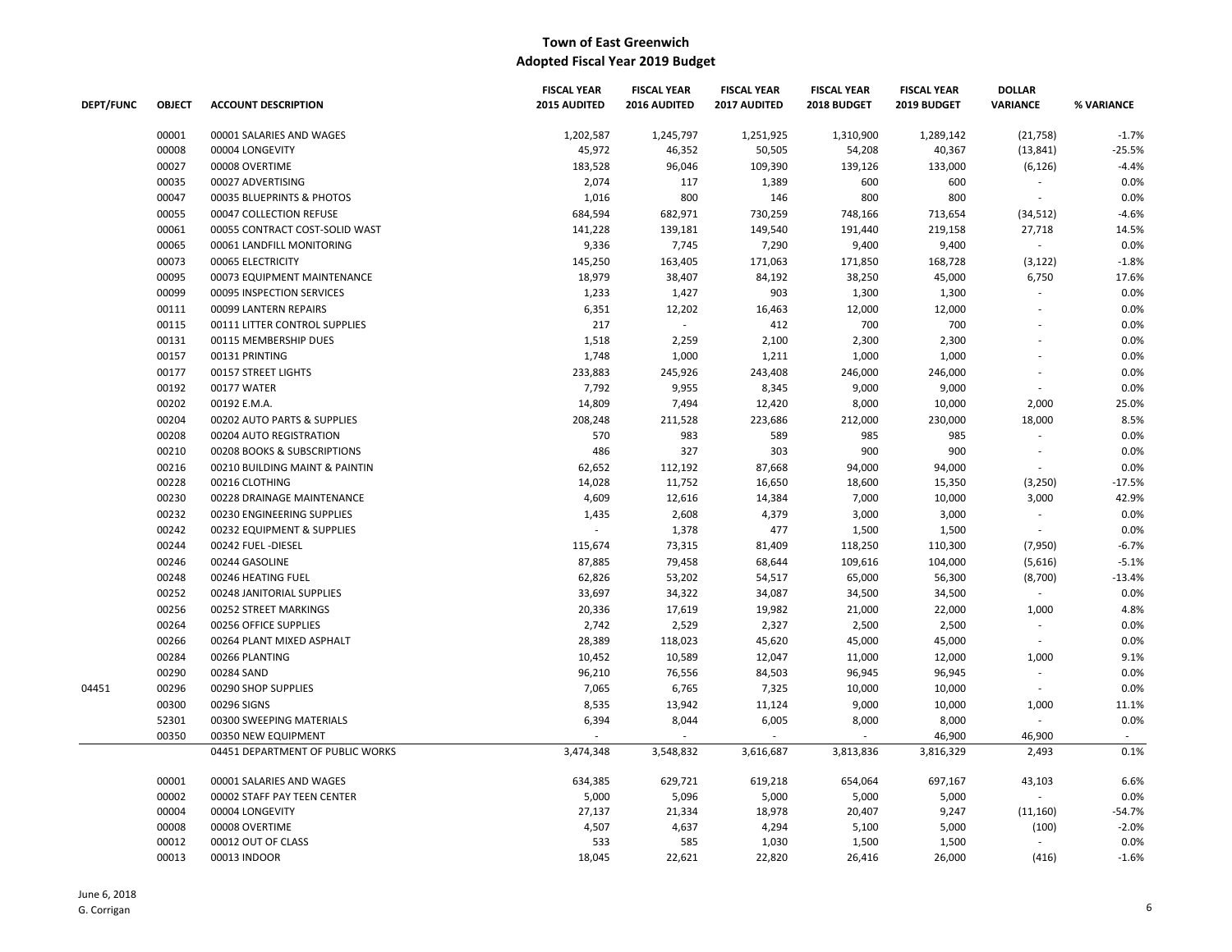# Town of East Greenwich
## Adopted Fiscal Year 2019 Budget

| DEPT/FUNC | OBJECT | ACCOUNT DESCRIPTION | FISCAL YEAR 2015 AUDITED | FISCAL YEAR 2016 AUDITED | FISCAL YEAR 2017 AUDITED | FISCAL YEAR 2018 BUDGET | FISCAL YEAR 2019 BUDGET | DOLLAR VARIANCE | % VARIANCE |
|---|---|---|---|---|---|---|---|---|---|
| | 00001 | 00001 SALARIES AND WAGES | 1,202,587 | 1,245,797 | 1,251,925 | 1,310,900 | 1,289,142 | (21,758) | -1.7% |
| | 00008 | 00004 LONGEVITY | 45,972 | 46,352 | 50,505 | 54,208 | 40,367 | (13,841) | -25.5% |
| | 00027 | 00008 OVERTIME | 183,528 | 96,046 | 109,390 | 139,126 | 133,000 | (6,126) | -4.4% |
| | 00035 | 00027 ADVERTISING | 2,074 | 117 | 1,389 | 600 | 600 | - | 0.0% |
| | 00047 | 00035 BLUEPRINTS & PHOTOS | 1,016 | 800 | 146 | 800 | 800 | - | 0.0% |
| | 00055 | 00047 COLLECTION REFUSE | 684,594 | 682,971 | 730,259 | 748,166 | 713,654 | (34,512) | -4.6% |
| | 00061 | 00055 CONTRACT COST-SOLID WAST | 141,228 | 139,181 | 149,540 | 191,440 | 219,158 | 27,718 | 14.5% |
| | 00065 | 00061 LANDFILL MONITORING | 9,336 | 7,745 | 7,290 | 9,400 | 9,400 | - | 0.0% |
| | 00073 | 00065 ELECTRICITY | 145,250 | 163,405 | 171,063 | 171,850 | 168,728 | (3,122) | -1.8% |
| | 00095 | 00073 EQUIPMENT MAINTENANCE | 18,979 | 38,407 | 84,192 | 38,250 | 45,000 | 6,750 | 17.6% |
| | 00099 | 00095 INSPECTION SERVICES | 1,233 | 1,427 | 903 | 1,300 | 1,300 | - | 0.0% |
| | 00111 | 00099 LANTERN REPAIRS | 6,351 | 12,202 | 16,463 | 12,000 | 12,000 | - | 0.0% |
| | 00115 | 00111 LITTER CONTROL SUPPLIES | 217 | - | 412 | 700 | 700 | - | 0.0% |
| | 00131 | 00115 MEMBERSHIP DUES | 1,518 | 2,259 | 2,100 | 2,300 | 2,300 | - | 0.0% |
| | 00157 | 00131 PRINTING | 1,748 | 1,000 | 1,211 | 1,000 | 1,000 | - | 0.0% |
| | 00177 | 00157 STREET LIGHTS | 233,883 | 245,926 | 243,408 | 246,000 | 246,000 | - | 0.0% |
| | 00192 | 00177 WATER | 7,792 | 9,955 | 8,345 | 9,000 | 9,000 | - | 0.0% |
| | 00202 | 00192 E.M.A. | 14,809 | 7,494 | 12,420 | 8,000 | 10,000 | 2,000 | 25.0% |
| | 00204 | 00202 AUTO PARTS & SUPPLIES | 208,248 | 211,528 | 223,686 | 212,000 | 230,000 | 18,000 | 8.5% |
| | 00208 | 00204 AUTO REGISTRATION | 570 | 983 | 589 | 985 | 985 | - | 0.0% |
| | 00210 | 00208 BOOKS & SUBSCRIPTIONS | 486 | 327 | 303 | 900 | 900 | - | 0.0% |
| | 00216 | 00210 BUILDING MAINT & PAINTIN | 62,652 | 112,192 | 87,668 | 94,000 | 94,000 | - | 0.0% |
| | 00228 | 00216 CLOTHING | 14,028 | 11,752 | 16,650 | 18,600 | 15,350 | (3,250) | -17.5% |
| | 00230 | 00228 DRAINAGE MAINTENANCE | 4,609 | 12,616 | 14,384 | 7,000 | 10,000 | 3,000 | 42.9% |
| | 00232 | 00230 ENGINEERING SUPPLIES | 1,435 | 2,608 | 4,379 | 3,000 | 3,000 | - | 0.0% |
| | 00242 | 00232 EQUIPMENT & SUPPLIES | - | 1,378 | 477 | 1,500 | 1,500 | - | 0.0% |
| | 00244 | 00242 FUEL -DIESEL | 115,674 | 73,315 | 81,409 | 118,250 | 110,300 | (7,950) | -6.7% |
| | 00246 | 00244 GASOLINE | 87,885 | 79,458 | 68,644 | 109,616 | 104,000 | (5,616) | -5.1% |
| | 00248 | 00246 HEATING FUEL | 62,826 | 53,202 | 54,517 | 65,000 | 56,300 | (8,700) | -13.4% |
| | 00252 | 00248 JANITORIAL SUPPLIES | 33,697 | 34,322 | 34,087 | 34,500 | 34,500 | - | 0.0% |
| | 00256 | 00252 STREET MARKINGS | 20,336 | 17,619 | 19,982 | 21,000 | 22,000 | 1,000 | 4.8% |
| | 00264 | 00256 OFFICE SUPPLIES | 2,742 | 2,529 | 2,327 | 2,500 | 2,500 | - | 0.0% |
| | 00266 | 00264 PLANT MIXED ASPHALT | 28,389 | 118,023 | 45,620 | 45,000 | 45,000 | - | 0.0% |
| | 00284 | 00266 PLANTING | 10,452 | 10,589 | 12,047 | 11,000 | 12,000 | 1,000 | 9.1% |
| | 00290 | 00284 SAND | 96,210 | 76,556 | 84,503 | 96,945 | 96,945 | - | 0.0% |
| 04451 | 00296 | 00290 SHOP SUPPLIES | 7,065 | 6,765 | 7,325 | 10,000 | 10,000 | - | 0.0% |
| | 00300 | 00296 SIGNS | 8,535 | 13,942 | 11,124 | 9,000 | 10,000 | 1,000 | 11.1% |
| | 52301 | 00300 SWEEPING MATERIALS | 6,394 | 8,044 | 6,005 | 8,000 | 8,000 | - | 0.0% |
| | 00350 | 00350 NEW EQUIPMENT | - | - | - | - | 46,900 | 46,900 | - |
| | | 04451 DEPARTMENT OF PUBLIC WORKS | 3,474,348 | 3,548,832 | 3,616,687 | 3,813,836 | 3,816,329 | 2,493 | 0.1% |
| | 00001 | 00001 SALARIES AND WAGES | 634,385 | 629,721 | 619,218 | 654,064 | 697,167 | 43,103 | 6.6% |
| | 00002 | 00002 STAFF PAY TEEN CENTER | 5,000 | 5,096 | 5,000 | 5,000 | 5,000 | - | 0.0% |
| | 00004 | 00004 LONGEVITY | 27,137 | 21,334 | 18,978 | 20,407 | 9,247 | (11,160) | -54.7% |
| | 00008 | 00008 OVERTIME | 4,507 | 4,637 | 4,294 | 5,100 | 5,000 | (100) | -2.0% |
| | 00012 | 00012 OUT OF CLASS | 533 | 585 | 1,030 | 1,500 | 1,500 | - | 0.0% |
| | 00013 | 00013 INDOOR | 18,045 | 22,621 | 22,820 | 26,416 | 26,000 | (416) | -1.6% |

June 6, 2018
G. Corrigan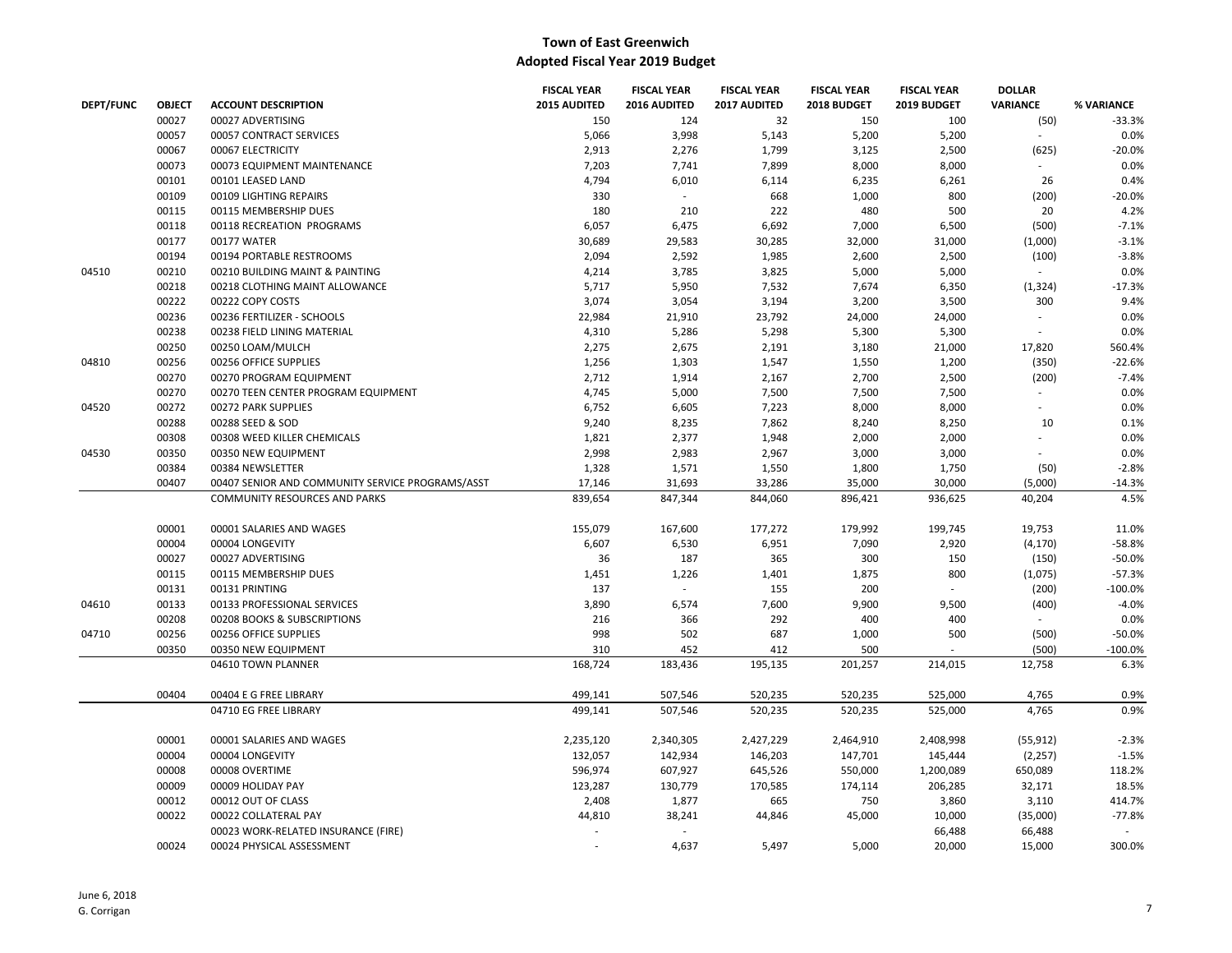**Town of East Greenwich**
**Adopted Fiscal Year 2019 Budget**

| DEPT/FUNC | OBJECT | ACCOUNT DESCRIPTION | FISCAL YEAR 2015 AUDITED | FISCAL YEAR 2016 AUDITED | FISCAL YEAR 2017 AUDITED | FISCAL YEAR 2018 BUDGET | FISCAL YEAR 2019 BUDGET | DOLLAR VARIANCE | % VARIANCE |
|---|---|---|---|---|---|---|---|---|---|
| | 00027 | 00027 ADVERTISING | 150 | 124 | 32 | 150 | 100 | (50) | -33.3% |
| | 00057 | 00057 CONTRACT SERVICES | 5,066 | 3,998 | 5,143 | 5,200 | 5,200 | - | 0.0% |
| | 00067 | 00067 ELECTRICITY | 2,913 | 2,276 | 1,799 | 3,125 | 2,500 | (625) | -20.0% |
| | 00073 | 00073 EQUIPMENT MAINTENANCE | 7,203 | 7,741 | 7,899 | 8,000 | 8,000 | - | 0.0% |
| | 00101 | 00101 LEASED LAND | 4,794 | 6,010 | 6,114 | 6,235 | 6,261 | 26 | 0.4% |
| | 00109 | 00109 LIGHTING REPAIRS | 330 | - | 668 | 1,000 | 800 | (200) | -20.0% |
| | 00115 | 00115 MEMBERSHIP DUES | 180 | 210 | 222 | 480 | 500 | 20 | 4.2% |
| | 00118 | 00118 RECREATION PROGRAMS | 6,057 | 6,475 | 6,692 | 7,000 | 6,500 | (500) | -7.1% |
| | 00177 | 00177 WATER | 30,689 | 29,583 | 30,285 | 32,000 | 31,000 | (1,000) | -3.1% |
| | 00194 | 00194 PORTABLE RESTROOMS | 2,094 | 2,592 | 1,985 | 2,600 | 2,500 | (100) | -3.8% |
| 04510 | 00210 | 00210 BUILDING MAINT & PAINTING | 4,214 | 3,785 | 3,825 | 5,000 | 5,000 | - | 0.0% |
| | 00218 | 00218 CLOTHING MAINT ALLOWANCE | 5,717 | 5,950 | 7,532 | 7,674 | 6,350 | (1,324) | -17.3% |
| | 00222 | 00222 COPY COSTS | 3,074 | 3,054 | 3,194 | 3,200 | 3,500 | 300 | 9.4% |
| | 00236 | 00236 FERTILIZER - SCHOOLS | 22,984 | 21,910 | 23,792 | 24,000 | 24,000 | - | 0.0% |
| | 00238 | 00238 FIELD LINING MATERIAL | 4,310 | 5,286 | 5,298 | 5,300 | 5,300 | - | 0.0% |
| | 00250 | 00250 LOAM/MULCH | 2,275 | 2,675 | 2,191 | 3,180 | 21,000 | 17,820 | 560.4% |
| 04810 | 00256 | 00256 OFFICE SUPPLIES | 1,256 | 1,303 | 1,547 | 1,550 | 1,200 | (350) | -22.6% |
| | 00270 | 00270 PROGRAM EQUIPMENT | 2,712 | 1,914 | 2,167 | 2,700 | 2,500 | (200) | -7.4% |
| | 00270 | 00270 TEEN CENTER PROGRAM EQUIPMENT | 4,745 | 5,000 | 7,500 | 7,500 | 7,500 | - | 0.0% |
| 04520 | 00272 | 00272 PARK SUPPLIES | 6,752 | 6,605 | 7,223 | 8,000 | 8,000 | - | 0.0% |
| | 00288 | 00288 SEED & SOD | 9,240 | 8,235 | 7,862 | 8,240 | 8,250 | 10 | 0.1% |
| | 00308 | 00308 WEED KILLER CHEMICALS | 1,821 | 2,377 | 1,948 | 2,000 | 2,000 | - | 0.0% |
| 04530 | 00350 | 00350 NEW EQUIPMENT | 2,998 | 2,983 | 2,967 | 3,000 | 3,000 | - | 0.0% |
| | 00384 | 00384 NEWSLETTER | 1,328 | 1,571 | 1,550 | 1,800 | 1,750 | (50) | -2.8% |
| | 00407 | 00407 SENIOR AND COMMUNITY SERVICE PROGRAMS/ASST | 17,146 | 31,693 | 33,286 | 35,000 | 30,000 | (5,000) | -14.3% |
| | | COMMUNITY RESOURCES AND PARKS | 839,654 | 847,344 | 844,060 | 896,421 | 936,625 | 40,204 | 4.5% |
| | 00001 | 00001 SALARIES AND WAGES | 155,079 | 167,600 | 177,272 | 179,992 | 199,745 | 19,753 | 11.0% |
| | 00004 | 00004 LONGEVITY | 6,607 | 6,530 | 6,951 | 7,090 | 2,920 | (4,170) | -58.8% |
| | 00027 | 00027 ADVERTISING | 36 | 187 | 365 | 300 | 150 | (150) | -50.0% |
| | 00115 | 00115 MEMBERSHIP DUES | 1,451 | 1,226 | 1,401 | 1,875 | 800 | (1,075) | -57.3% |
| | 00131 | 00131 PRINTING | 137 | - | 155 | 200 | - | (200) | -100.0% |
| 04610 | 00133 | 00133 PROFESSIONAL SERVICES | 3,890 | 6,574 | 7,600 | 9,900 | 9,500 | (400) | -4.0% |
| | 00208 | 00208 BOOKS & SUBSCRIPTIONS | 216 | 366 | 292 | 400 | 400 | - | 0.0% |
| 04710 | 00256 | 00256 OFFICE SUPPLIES | 998 | 502 | 687 | 1,000 | 500 | (500) | -50.0% |
| | 00350 | 00350 NEW EQUIPMENT | 310 | 452 | 412 | 500 | - | (500) | -100.0% |
| | | 04610 TOWN PLANNER | 168,724 | 183,436 | 195,135 | 201,257 | 214,015 | 12,758 | 6.3% |
| | 00404 | 00404 E G FREE LIBRARY | 499,141 | 507,546 | 520,235 | 520,235 | 525,000 | 4,765 | 0.9% |
| | | 04710 EG FREE LIBRARY | 499,141 | 507,546 | 520,235 | 520,235 | 525,000 | 4,765 | 0.9% |
| | 00001 | 00001 SALARIES AND WAGES | 2,235,120 | 2,340,305 | 2,427,229 | 2,464,910 | 2,408,998 | (55,912) | -2.3% |
| | 00004 | 00004 LONGEVITY | 132,057 | 142,934 | 146,203 | 147,701 | 145,444 | (2,257) | -1.5% |
| | 00008 | 00008 OVERTIME | 596,974 | 607,927 | 645,526 | 550,000 | 1,200,089 | 650,089 | 118.2% |
| | 00009 | 00009 HOLIDAY PAY | 123,287 | 130,779 | 170,585 | 174,114 | 206,285 | 32,171 | 18.5% |
| | 00012 | 00012 OUT OF CLASS | 2,408 | 1,877 | 665 | 750 | 3,860 | 3,110 | 414.7% |
| | 00022 | 00022 COLLATERAL PAY | 44,810 | 38,241 | 44,846 | 45,000 | 10,000 | (35,000) | -77.8% |
| | | 00023 WORK-RELATED INSURANCE (FIRE) | - | - | | | 66,488 | 66,488 | - |
| | 00024 | 00024 PHYSICAL ASSESSMENT | - | 4,637 | 5,497 | 5,000 | 20,000 | 15,000 | 300.0% |

June 6, 2018
G. Corrigan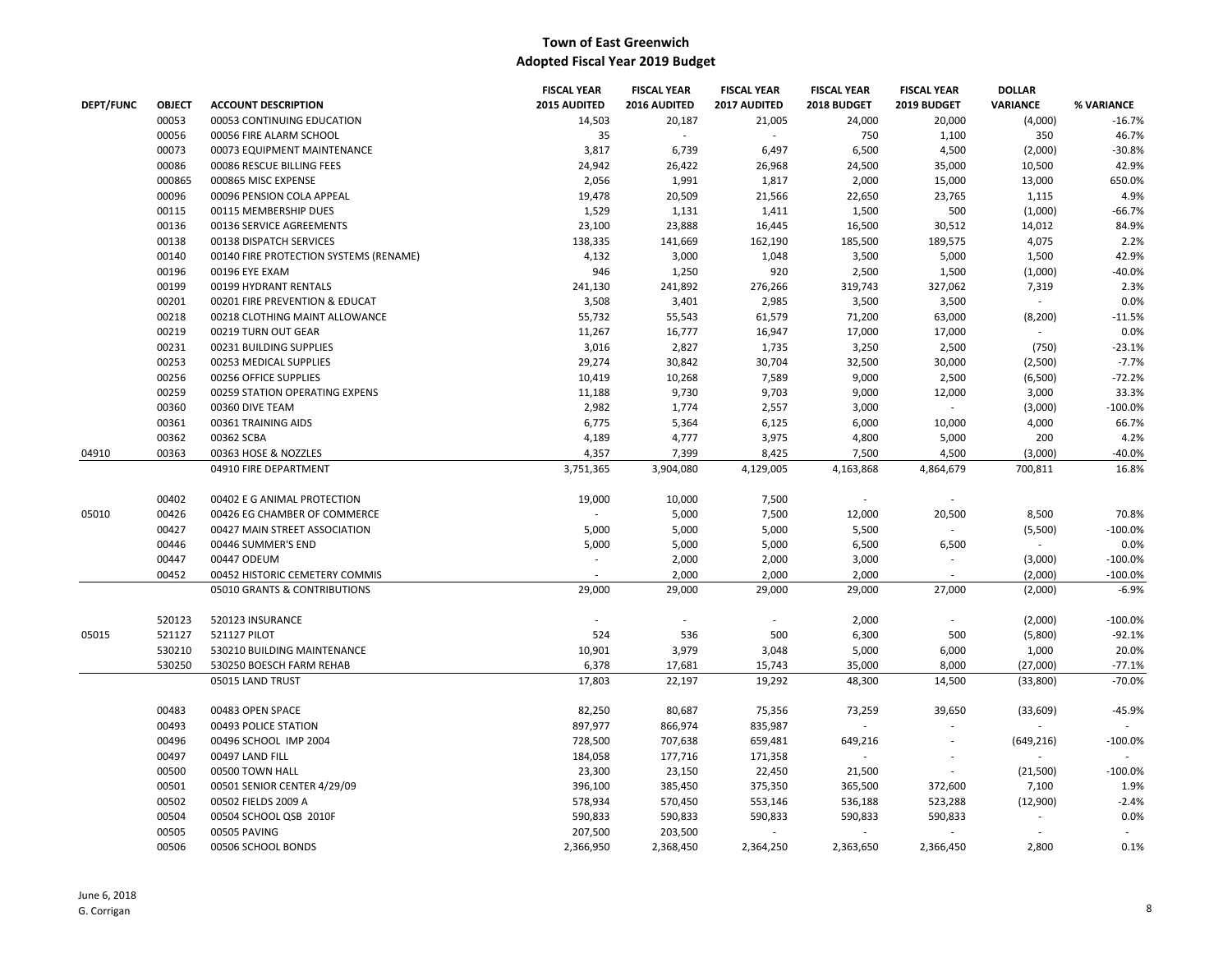# Town of East Greenwich
## Adopted Fiscal Year 2019 Budget

| DEPT/FUNC | OBJECT | ACCOUNT DESCRIPTION | FISCAL YEAR 2015 AUDITED | FISCAL YEAR 2016 AUDITED | FISCAL YEAR 2017 AUDITED | FISCAL YEAR 2018 BUDGET | FISCAL YEAR 2019 BUDGET | DOLLAR VARIANCE | % VARIANCE |
|---|---|---|---|---|---|---|---|---|---|
| | 00053 | 00053 CONTINUING EDUCATION | 14,503 | 20,187 | 21,005 | 24,000 | 20,000 | (4,000) | -16.7% |
| | 00056 | 00056 FIRE ALARM SCHOOL | 35 | - | - | 750 | 1,100 | 350 | 46.7% |
| | 00073 | 00073 EQUIPMENT MAINTENANCE | 3,817 | 6,739 | 6,497 | 6,500 | 4,500 | (2,000) | -30.8% |
| | 00086 | 00086 RESCUE BILLING FEES | 24,942 | 26,422 | 26,968 | 24,500 | 35,000 | 10,500 | 42.9% |
| | 000865 | 000865 MISC EXPENSE | 2,056 | 1,991 | 1,817 | 2,000 | 15,000 | 13,000 | 650.0% |
| | 00096 | 00096 PENSION COLA APPEAL | 19,478 | 20,509 | 21,566 | 22,650 | 23,765 | 1,115 | 4.9% |
| | 00115 | 00115 MEMBERSHIP DUES | 1,529 | 1,131 | 1,411 | 1,500 | 500 | (1,000) | -66.7% |
| | 00136 | 00136 SERVICE AGREEMENTS | 23,100 | 23,888 | 16,445 | 16,500 | 30,512 | 14,012 | 84.9% |
| | 00138 | 00138 DISPATCH SERVICES | 138,335 | 141,669 | 162,190 | 185,500 | 189,575 | 4,075 | 2.2% |
| | 00140 | 00140 FIRE PROTECTION SYSTEMS (RENAME) | 4,132 | 3,000 | 1,048 | 3,500 | 5,000 | 1,500 | 42.9% |
| | 00196 | 00196 EYE EXAM | 946 | 1,250 | 920 | 2,500 | 1,500 | (1,000) | -40.0% |
| | 00199 | 00199 HYDRANT RENTALS | 241,130 | 241,892 | 276,266 | 319,743 | 327,062 | 7,319 | 2.3% |
| | 00201 | 00201 FIRE PREVENTION & EDUCAT | 3,508 | 3,401 | 2,985 | 3,500 | 3,500 | - | 0.0% |
| | 00218 | 00218 CLOTHING MAINT ALLOWANCE | 55,732 | 55,543 | 61,579 | 71,200 | 63,000 | (8,200) | -11.5% |
| | 00219 | 00219 TURN OUT GEAR | 11,267 | 16,777 | 16,947 | 17,000 | 17,000 | - | 0.0% |
| | 00231 | 00231 BUILDING SUPPLIES | 3,016 | 2,827 | 1,735 | 3,250 | 2,500 | (750) | -23.1% |
| | 00253 | 00253 MEDICAL SUPPLIES | 29,274 | 30,842 | 30,704 | 32,500 | 30,000 | (2,500) | -7.7% |
| | 00256 | 00256 OFFICE SUPPLIES | 10,419 | 10,268 | 7,589 | 9,000 | 2,500 | (6,500) | -72.2% |
| | 00259 | 00259 STATION OPERATING EXPENS | 11,188 | 9,730 | 9,703 | 9,000 | 12,000 | 3,000 | 33.3% |
| | 00360 | 00360 DIVE TEAM | 2,982 | 1,774 | 2,557 | 3,000 | - | (3,000) | -100.0% |
| | 00361 | 00361 TRAINING AIDS | 6,775 | 5,364 | 6,125 | 6,000 | 10,000 | 4,000 | 66.7% |
| | 00362 | 00362 SCBA | 4,189 | 4,777 | 3,975 | 4,800 | 5,000 | 200 | 4.2% |
| 04910 | 00363 | 00363 HOSE & NOZZLES | 4,357 | 7,399 | 8,425 | 7,500 | 4,500 | (3,000) | -40.0% |
| | | 04910 FIRE DEPARTMENT | 3,751,365 | 3,904,080 | 4,129,005 | 4,163,868 | 4,864,679 | 700,811 | 16.8% |
| | 00402 | 00402 E G ANIMAL PROTECTION | 19,000 | 10,000 | 7,500 | - | - | | |
| 05010 | 00426 | 00426 EG CHAMBER OF COMMERCE | - | 5,000 | 7,500 | 12,000 | 20,500 | 8,500 | 70.8% |
| | 00427 | 00427 MAIN STREET ASSOCIATION | 5,000 | 5,000 | 5,000 | 5,500 | - | (5,500) | -100.0% |
| | 00446 | 00446 SUMMER'S END | 5,000 | 5,000 | 5,000 | 6,500 | 6,500 | - | 0.0% |
| | 00447 | 00447 ODEUM | - | 2,000 | 2,000 | 3,000 | - | (3,000) | -100.0% |
| | 00452 | 00452 HISTORIC CEMETERY COMMIS | - | 2,000 | 2,000 | 2,000 | - | (2,000) | -100.0% |
| | | 05010 GRANTS & CONTRIBUTIONS | 29,000 | 29,000 | 29,000 | 29,000 | 27,000 | (2,000) | -6.9% |
| | 520123 | 520123 INSURANCE | - | - | - | 2,000 | - | (2,000) | -100.0% |
| 05015 | 521127 | 521127 PILOT | 524 | 536 | 500 | 6,300 | 500 | (5,800) | -92.1% |
| | 530210 | 530210 BUILDING MAINTENANCE | 10,901 | 3,979 | 3,048 | 5,000 | 6,000 | 1,000 | 20.0% |
| | 530250 | 530250 BOESCH FARM REHAB | 6,378 | 17,681 | 15,743 | 35,000 | 8,000 | (27,000) | -77.1% |
| | | 05015 LAND TRUST | 17,803 | 22,197 | 19,292 | 48,300 | 14,500 | (33,800) | -70.0% |
| | 00483 | 00483 OPEN SPACE | 82,250 | 80,687 | 75,356 | 73,259 | 39,650 | (33,609) | -45.9% |
| | 00493 | 00493 POLICE STATION | 897,977 | 866,974 | 835,987 | - | - | - | - |
| | 00496 | 00496 SCHOOL IMP 2004 | 728,500 | 707,638 | 659,481 | 649,216 | - | (649,216) | -100.0% |
| | 00497 | 00497 LAND FILL | 184,058 | 177,716 | 171,358 | - | - | - | - |
| | 00500 | 00500 TOWN HALL | 23,300 | 23,150 | 22,450 | 21,500 | - | (21,500) | -100.0% |
| | 00501 | 00501 SENIOR CENTER 4/29/09 | 396,100 | 385,450 | 375,350 | 365,500 | 372,600 | 7,100 | 1.9% |
| | 00502 | 00502 FIELDS 2009 A | 578,934 | 570,450 | 553,146 | 536,188 | 523,288 | (12,900) | -2.4% |
| | 00504 | 00504 SCHOOL QSB 2010F | 590,833 | 590,833 | 590,833 | 590,833 | 590,833 | - | 0.0% |
| | 00505 | 00505 PAVING | 207,500 | 203,500 | - | - | - | - | - |
| | 00506 | 00506 SCHOOL BONDS | 2,366,950 | 2,368,450 | 2,364,250 | 2,363,650 | 2,366,450 | 2,800 | 0.1% |

June 6, 2018
G. Corrigan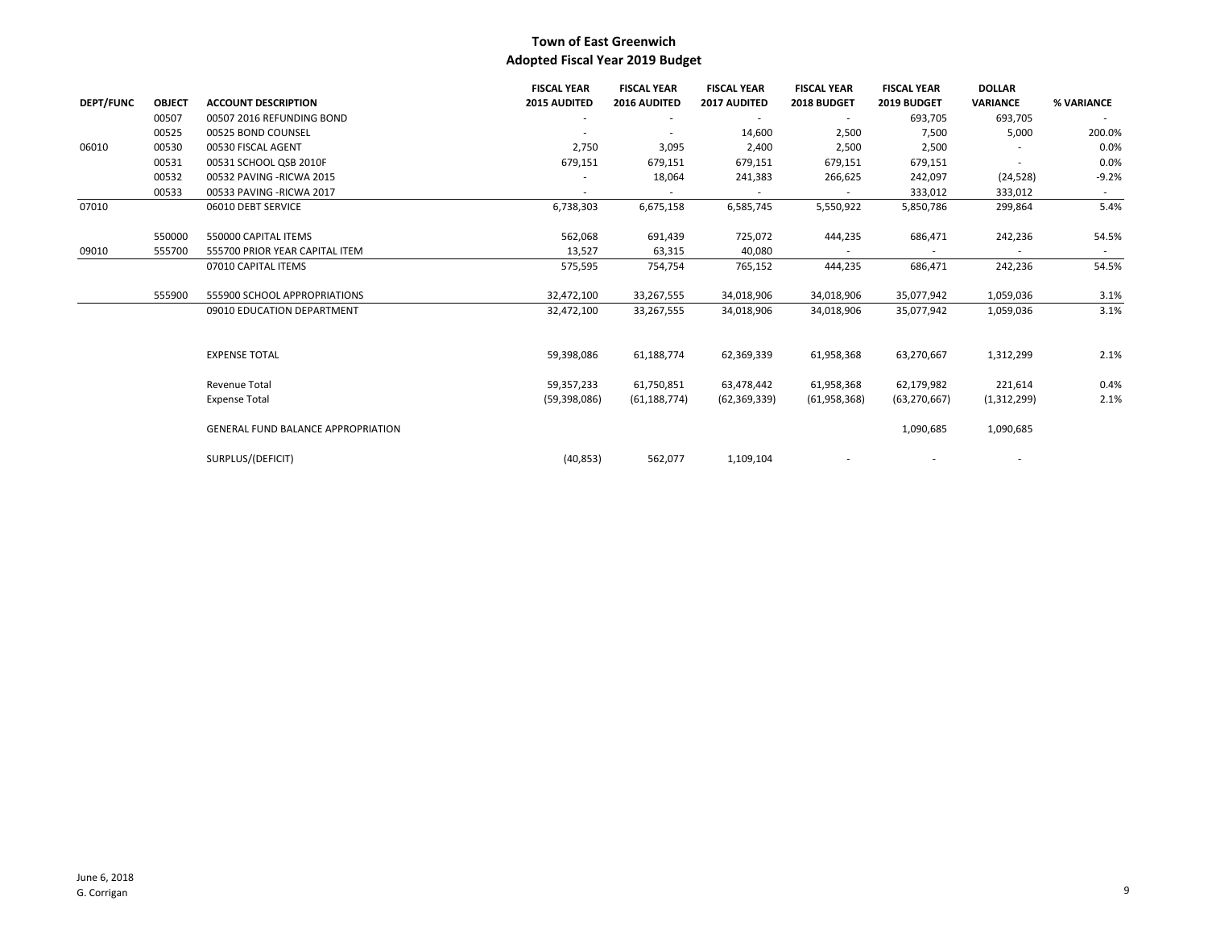# Town of East Greenwich
## Adopted Fiscal Year 2019 Budget

| DEPT/FUNC | OBJECT | ACCOUNT DESCRIPTION | FISCAL YEAR 2015 AUDITED | FISCAL YEAR 2016 AUDITED | FISCAL YEAR 2017 AUDITED | FISCAL YEAR 2018 BUDGET | FISCAL YEAR 2019 BUDGET | DOLLAR VARIANCE | % VARIANCE |
|---|---|---|---|---|---|---|---|---|---|
| | 00507 | 00507 2016 REFUNDING BOND | - | - | - | - | 693,705 | 693,705 | - |
| | 00525 | 00525 BOND COUNSEL | - | - | 14,600 | 2,500 | 7,500 | 5,000 | 200.0% |
| 06010 | 00530 | 00530 FISCAL AGENT | 2,750 | 3,095 | 2,400 | 2,500 | 2,500 | - | 0.0% |
| | 00531 | 00531 SCHOOL QSB 2010F | 679,151 | 679,151 | 679,151 | 679,151 | 679,151 | - | 0.0% |
| | 00532 | 00532 PAVING -RICWA 2015 | - | 18,064 | 241,383 | 266,625 | 242,097 | (24,528) | -9.2% |
| | 00533 | 00533 PAVING -RICWA 2017 | - | - | - | - | 333,012 | 333,012 | - |
| 07010 | | 06010 DEBT SERVICE | 6,738,303 | 6,675,158 | 6,585,745 | 5,550,922 | 5,850,786 | 299,864 | 5.4% |
| | 550000 | 550000 CAPITAL ITEMS | 562,068 | 691,439 | 725,072 | 444,235 | 686,471 | 242,236 | 54.5% |
| 09010 | 555700 | 555700 PRIOR YEAR CAPITAL ITEM | 13,527 | 63,315 | 40,080 | - | - | - | - |
| | | 07010 CAPITAL ITEMS | 575,595 | 754,754 | 765,152 | 444,235 | 686,471 | 242,236 | 54.5% |
| | 555900 | 555900 SCHOOL APPROPRIATIONS | 32,472,100 | 33,267,555 | 34,018,906 | 34,018,906 | 35,077,942 | 1,059,036 | 3.1% |
| | | 09010 EDUCATION DEPARTMENT | 32,472,100 | 33,267,555 | 34,018,906 | 34,018,906 | 35,077,942 | 1,059,036 | 3.1% |
| | | EXPENSE TOTAL | 59,398,086 | 61,188,774 | 62,369,339 | 61,958,368 | 63,270,667 | 1,312,299 | 2.1% |
| | | Revenue Total | 59,357,233 | 61,750,851 | 63,478,442 | 61,958,368 | 62,179,982 | 221,614 | 0.4% |
| | | Expense Total | (59,398,086) | (61,188,774) | (62,369,339) | (61,958,368) | (63,270,667) | (1,312,299) | 2.1% |
| | | GENERAL FUND BALANCE APPROPRIATION | | | | | 1,090,685 | 1,090,685 | |
| | | SURPLUS/(DEFICIT) | (40,853) | 562,077 | 1,109,104 | - | - | - | |

June 6, 2018
G. Corrigan